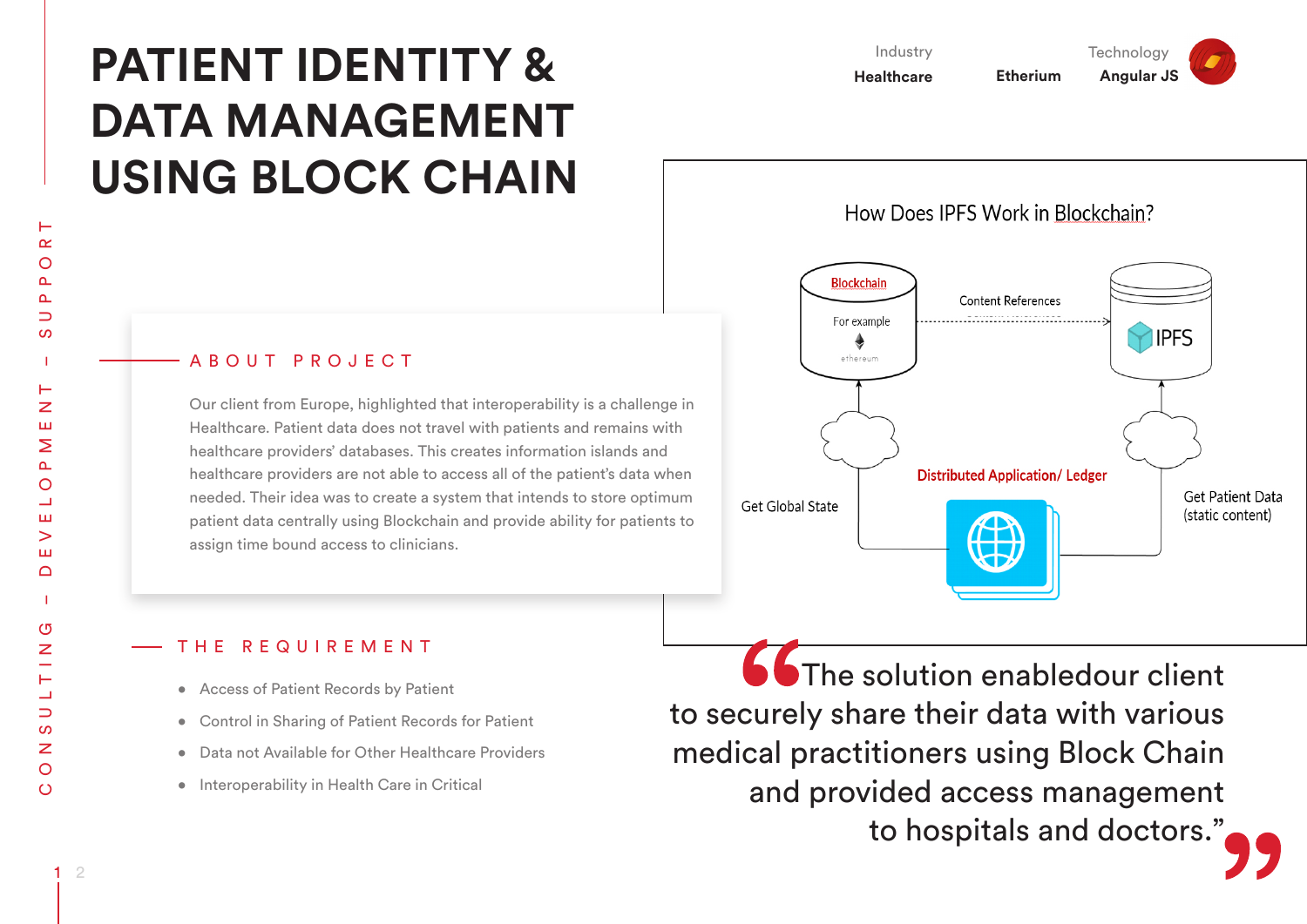# PATIENT IDENTITY & DATA MANAGEMENT USING BLOCK CHAIN

Industry
**Healthcare**

**Etherium**

Technology
**Angular JS**

## ABOUT PROJECT

Our client from Europe, highlighted that interoperability is a challenge in Healthcare. Patient data does not travel with patients and remains with healthcare providers' databases. This creates information islands and healthcare providers are not able to access all of the patient's data when needed. Their idea was to create a system that intends to store optimum patient data centrally using Blockchain and provide ability for patients to assign time bound access to clinicians.

How Does IPFS Work in Blockchain?

Blockchain — For example ethereum

Content References

IPFS

Get Global State

Distributed Application/ Ledger

Get Patient Data (static content)

## THE REQUIREMENT

- Access of Patient Records by Patient
- Control in Sharing of Patient Records for Patient
- Data not Available for Other Healthcare Providers
- Interoperability in Health Care in Critical

"The solution enabledour client to securely share their data with various medical practitioners using Block Chain and provided access management to hospitals and doctors."

CONSULTING – DEVELOPMENT – SUPPORT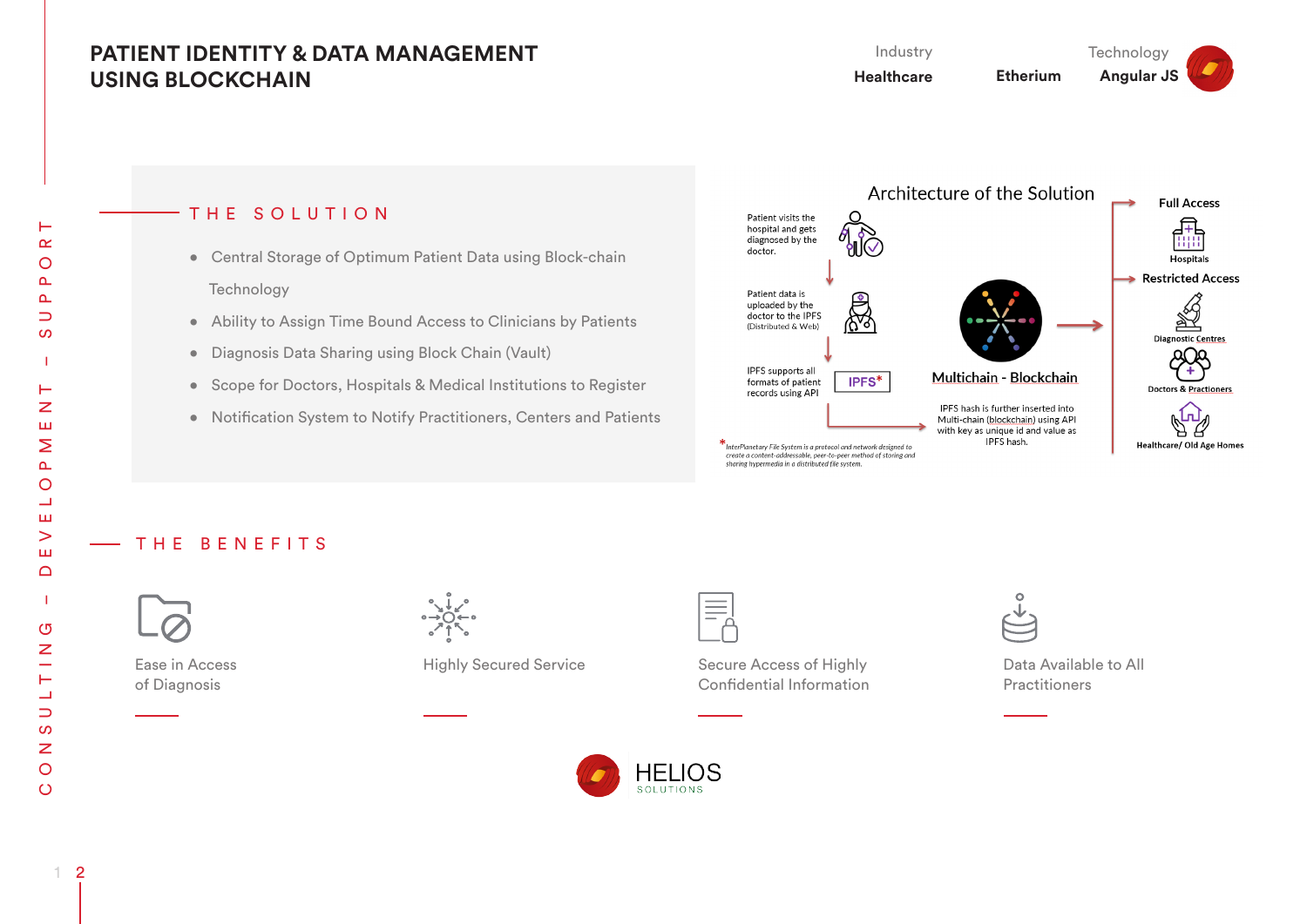# PATIENT IDENTITY & DATA MANAGEMENT USING BLOCKCHAIN

Industry
**Healthcare**

**Etherium**

Technology
**Angular JS**

## THE SOLUTION

- Central Storage of Optimum Patient Data using Block-chain Technology
- Ability to Assign Time Bound Access to Clinicians by Patients
- Diagnosis Data Sharing using Block Chain (Vault)
- Scope for Doctors, Hospitals & Medical Institutions to Register
- Notification System to Notify Practitioners, Centers and Patients

### Architecture of the Solution

Patient visits the hospital and gets diagnosed by the doctor.

Patient data is uploaded by the doctor to the IPFS (Distributed & Web)

IPFS supports all formats of patient records using API

IPFS*

Multichain - Blockchain

IPFS hash is further inserted into Multi-chain (blockchain) using API with key as unique id and value as IPFS hash.

Full Access

Hospitals

Restricted Access

Diagnostic Centres

Doctors & Practioners

Healthcare/ Old Age Homes

*InterPlanetary File System is a protocol and network designed to create a content-addressable, peer-to-peer method of storing and sharing hypermedia in a distributed file system.

## THE BENEFITS

Ease in Access of Diagnosis

Highly Secured Service

Secure Access of Highly Confidential Information

Data Available to All Practitioners

HELIOS SOLUTIONS

CONSULTING – DEVELOPMENT – SUPPORT